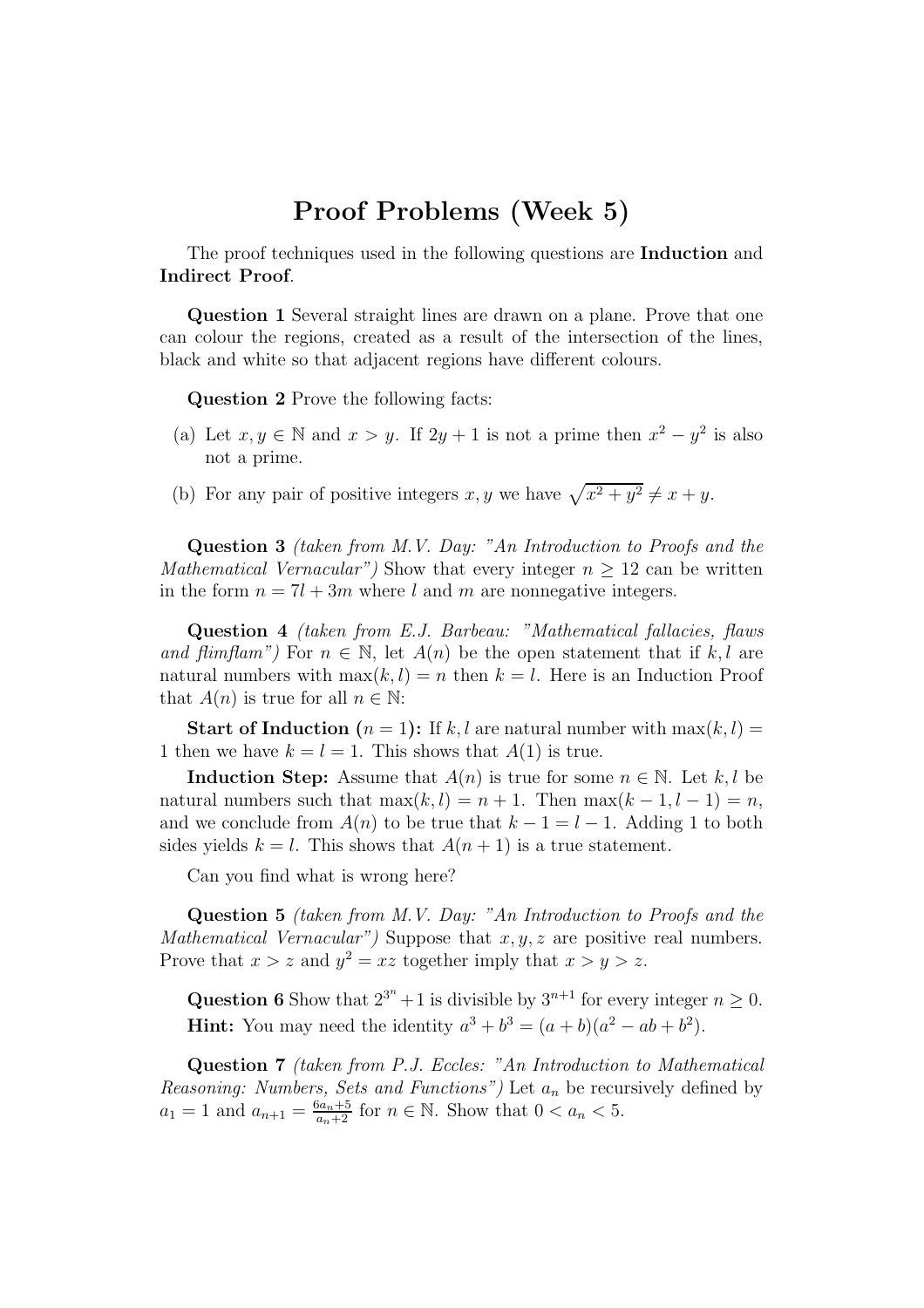# Proof Problems (Week 5)

The proof techniques used in the following questions are **Induction** and **Indirect Proof**.

**Question 1** Several straight lines are drawn on a plane. Prove that one can colour the regions, created as a result of the intersection of the lines, black and white so that adjacent regions have different colours.

**Question 2** Prove the following facts:

(a) Let $x, y \in \mathbb{N}$ and $x > y$. If $2y + 1$ is not a prime then $x^2 - y^2$ is also not a prime.

(b) For any pair of positive integers $x, y$ we have $\sqrt{x^2 + y^2} \neq x + y$.

**Question 3** *(taken from M.V. Day: "An Introduction to Proofs and the Mathematical Vernacular")* Show that every integer $n \geq 12$ can be written in the form $n = 7l + 3m$ where $l$ and $m$ are nonnegative integers.

**Question 4** *(taken from E.J. Barbeau: "Mathematical fallacies, flaws and flimflam")* For $n \in \mathbb{N}$, let $A(n)$ be the open statement that if $k, l$ are natural numbers with $\max(k, l) = n$ then $k = l$. Here is an Induction Proof that $A(n)$ is true for all $n \in \mathbb{N}$:

**Start of Induction ($n = 1$):** If $k, l$ are natural number with $\max(k, l) = 1$ then we have $k = l = 1$. This shows that $A(1)$ is true.

**Induction Step:** Assume that $A(n)$ is true for some $n \in \mathbb{N}$. Let $k, l$ be natural numbers such that $\max(k, l) = n + 1$. Then $\max(k - 1, l - 1) = n$, and we conclude from $A(n)$ to be true that $k - 1 = l - 1$. Adding 1 to both sides yields $k = l$. This shows that $A(n + 1)$ is a true statement.

Can you find what is wrong here?

**Question 5** *(taken from M.V. Day: "An Introduction to Proofs and the Mathematical Vernacular")* Suppose that $x, y, z$ are positive real numbers. Prove that $x > z$ and $y^2 = xz$ together imply that $x > y > z$.

**Question 6** Show that $2^{3^n} + 1$ is divisible by $3^{n+1}$ for every integer $n \geq 0$.
**Hint:** You may need the identity $a^3 + b^3 = (a + b)(a^2 - ab + b^2)$.

**Question 7** *(taken from P.J. Eccles: "An Introduction to Mathematical Reasoning: Numbers, Sets and Functions")* Let $a_n$ be recursively defined by $a_1 = 1$ and $a_{n+1} = \frac{6a_n + 5}{a_n + 2}$ for $n \in \mathbb{N}$. Show that $0 < a_n < 5$.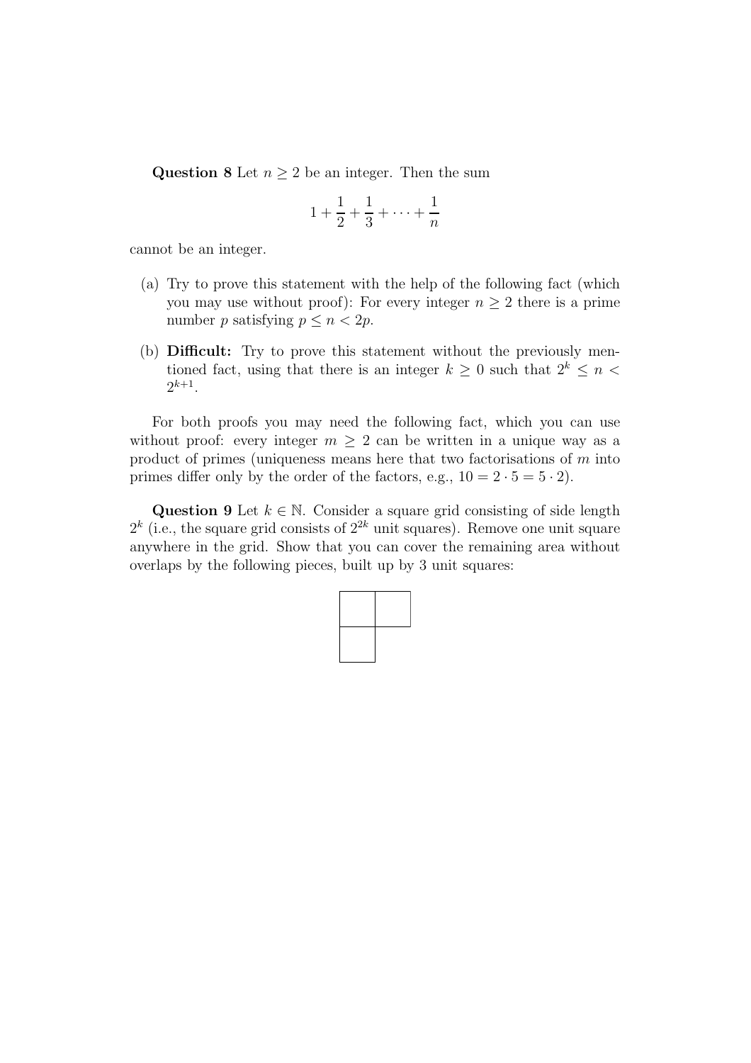**Question 8** Let $n \geq 2$ be an integer. Then the sum

$$1 + \frac{1}{2} + \frac{1}{3} + \cdots + \frac{1}{n}$$

cannot be an integer.

(a) Try to prove this statement with the help of the following fact (which you may use without proof): For every integer $n \geq 2$ there is a prime number $p$ satisfying $p \leq n < 2p$.

(b) **Difficult:** Try to prove this statement without the previously mentioned fact, using that there is an integer $k \geq 0$ such that $2^k \leq n < 2^{k+1}$.

For both proofs you may need the following fact, which you can use without proof: every integer $m \geq 2$ can be written in a unique way as a product of primes (uniqueness means here that two factorisations of $m$ into primes differ only by the order of the factors, e.g., $10 = 2 \cdot 5 = 5 \cdot 2$).

**Question 9** Let $k \in \mathbb{N}$. Consider a square grid consisting of side length $2^k$ (i.e., the square grid consists of $2^{2k}$ unit squares). Remove one unit square anywhere in the grid. Show that you can cover the remaining area without overlaps by the following pieces, built up by 3 unit squares: